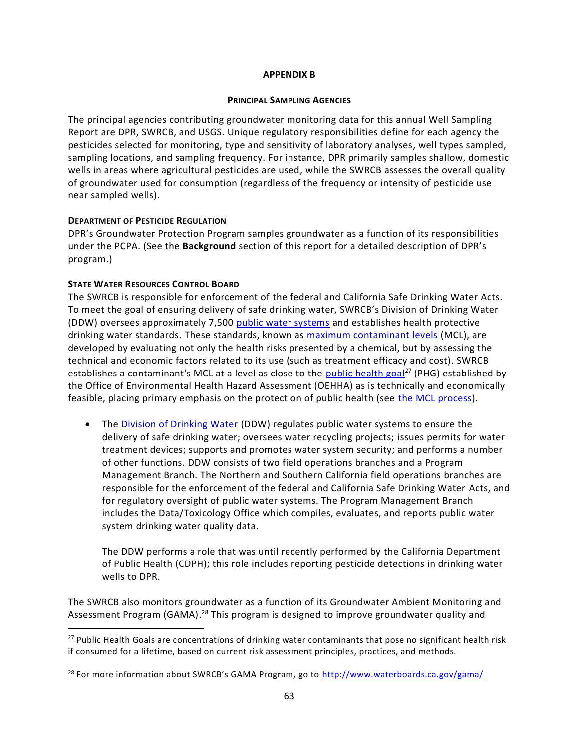# APPENDIX B

## PRINCIPAL SAMPLING AGENCIES

The principal agencies contributing groundwater monitoring data for this annual Well Sampling Report are DPR, SWRCB, and USGS. Unique regulatory responsibilities define for each agency the pesticides selected for monitoring, type and sensitivity of laboratory analyses, well types sampled, sampling locations, and sampling frequency. For instance, DPR primarily samples shallow, domestic wells in areas where agricultural pesticides are used, while the SWRCB assesses the overall quality of groundwater used for consumption (regardless of the frequency or intensity of pesticide use near sampled wells).

### DEPARTMENT OF PESTICIDE REGULATION

DPR's Groundwater Protection Program samples groundwater as a function of its responsibilities under the PCPA. (See the **Background** section of this report for a detailed description of DPR's program.)

### STATE WATER RESOURCES CONTROL BOARD

The SWRCB is responsible for enforcement of the federal and California Safe Drinking Water Acts. To meet the goal of ensuring delivery of safe drinking water, SWRCB's Division of Drinking Water (DDW) oversees approximately 7,500 public water systems and establishes health protective drinking water standards. These standards, known as maximum contaminant levels (MCL), are developed by evaluating not only the health risks presented by a chemical, but by assessing the technical and economic factors related to its use (such as treatment efficacy and cost). SWRCB establishes a contaminant's MCL at a level as close to the public health goal[27] (PHG) established by the Office of Environmental Health Hazard Assessment (OEHHA) as is technically and economically feasible, placing primary emphasis on the protection of public health (see the MCL process).

- The Division of Drinking Water (DDW) regulates public water systems to ensure the delivery of safe drinking water; oversees water recycling projects; issues permits for water treatment devices; supports and promotes water system security; and performs a number of other functions. DDW consists of two field operations branches and a Program Management Branch. The Northern and Southern California field operations branches are responsible for the enforcement of the federal and California Safe Drinking Water Acts, and for regulatory oversight of public water systems. The Program Management Branch includes the Data/Toxicology Office which compiles, evaluates, and reports public water system drinking water quality data.

  The DDW performs a role that was until recently performed by the California Department of Public Health (CDPH); this role includes reporting pesticide detections in drinking water wells to DPR.

The SWRCB also monitors groundwater as a function of its Groundwater Ambient Monitoring and Assessment Program (GAMA).[28] This program is designed to improve groundwater quality and

---

[27] Public Health Goals are concentrations of drinking water contaminants that pose no significant health risk if consumed for a lifetime, based on current risk assessment principles, practices, and methods.

[28] For more information about SWRCB's GAMA Program, go to http://www.waterboards.ca.gov/gama/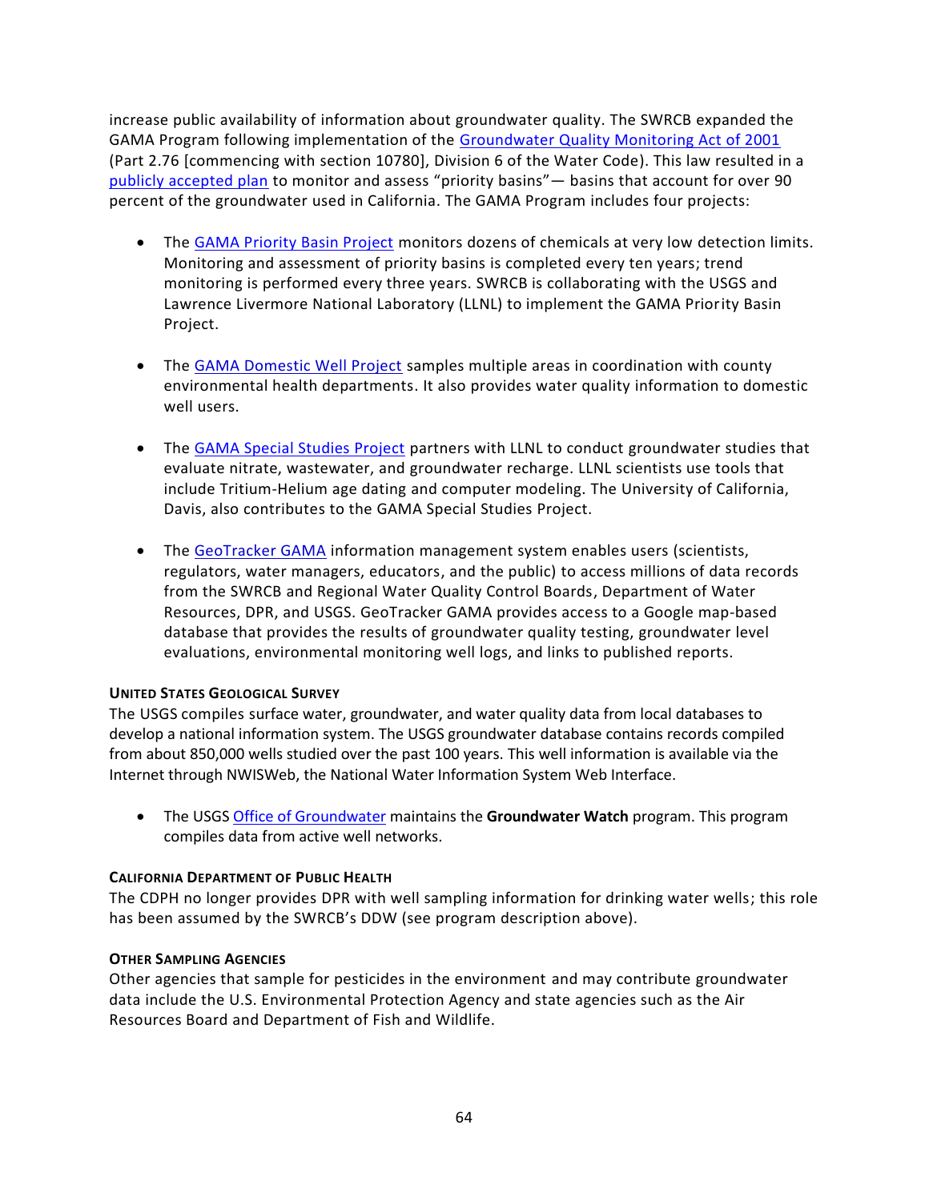increase public availability of information about groundwater quality. The SWRCB expanded the GAMA Program following implementation of the Groundwater Quality Monitoring Act of 2001 (Part 2.76 [commencing with section 10780], Division 6 of the Water Code). This law resulted in a publicly accepted plan to monitor and assess "priority basins"— basins that account for over 90 percent of the groundwater used in California. The GAMA Program includes four projects:

- The GAMA Priority Basin Project monitors dozens of chemicals at very low detection limits. Monitoring and assessment of priority basins is completed every ten years; trend monitoring is performed every three years. SWRCB is collaborating with the USGS and Lawrence Livermore National Laboratory (LLNL) to implement the GAMA Priority Basin Project.

- The GAMA Domestic Well Project samples multiple areas in coordination with county environmental health departments. It also provides water quality information to domestic well users.

- The GAMA Special Studies Project partners with LLNL to conduct groundwater studies that evaluate nitrate, wastewater, and groundwater recharge. LLNL scientists use tools that include Tritium-Helium age dating and computer modeling. The University of California, Davis, also contributes to the GAMA Special Studies Project.

- The GeoTracker GAMA information management system enables users (scientists, regulators, water managers, educators, and the public) to access millions of data records from the SWRCB and Regional Water Quality Control Boards, Department of Water Resources, DPR, and USGS. GeoTracker GAMA provides access to a Google map-based database that provides the results of groundwater quality testing, groundwater level evaluations, environmental monitoring well logs, and links to published reports.

#### UNITED STATES GEOLOGICAL SURVEY

The USGS compiles surface water, groundwater, and water quality data from local databases to develop a national information system. The USGS groundwater database contains records compiled from about 850,000 wells studied over the past 100 years. This well information is available via the Internet through NWISWeb, the National Water Information System Web Interface.

- The USGS Office of Groundwater maintains the **Groundwater Watch** program. This program compiles data from active well networks.

#### CALIFORNIA DEPARTMENT OF PUBLIC HEALTH

The CDPH no longer provides DPR with well sampling information for drinking water wells; this role has been assumed by the SWRCB's DDW (see program description above).

#### OTHER SAMPLING AGENCIES

Other agencies that sample for pesticides in the environment and may contribute groundwater data include the U.S. Environmental Protection Agency and state agencies such as the Air Resources Board and Department of Fish and Wildlife.